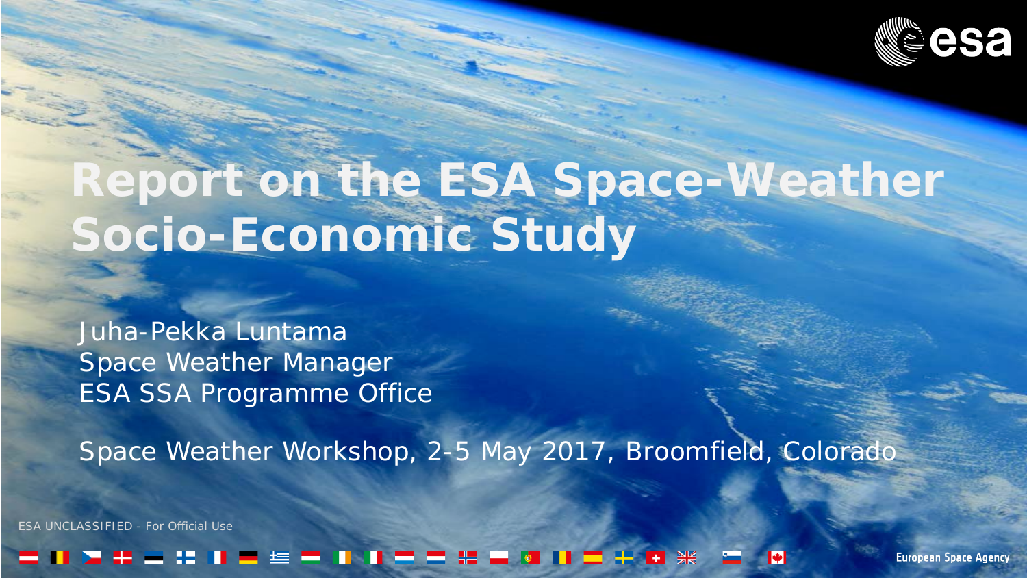# Report on the ESA Space-Weather Socio-Economic Study

Juha-Pekka Luntama
Space Weather Manager
ESA SSA Programme Office

Space Weather Workshop, 2-5 May 2017, Broomfield, Colorado

ESA UNCLASSIFIED - For Official Use

European Space Agency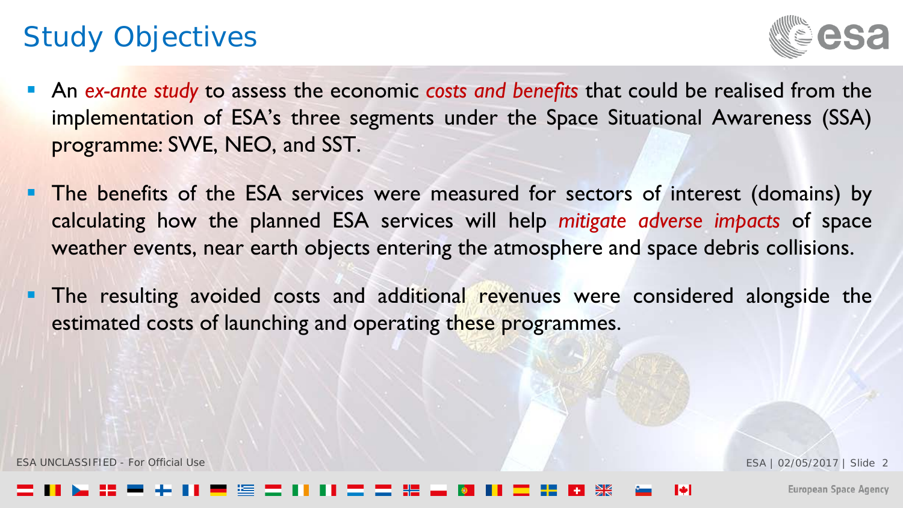# Study Objectives

- An *ex-ante study* to assess the economic *costs and benefits* that could be realised from the implementation of ESA's three segments under the Space Situational Awareness (SSA) programme: SWE, NEO, and SST.
- The benefits of the ESA services were measured for sectors of interest (domains) by calculating how the planned ESA services will help *mitigate adverse impacts* of space weather events, near earth objects entering the atmosphere and space debris collisions.
- The resulting avoided costs and additional revenues were considered alongside the estimated costs of launching and operating these programmes.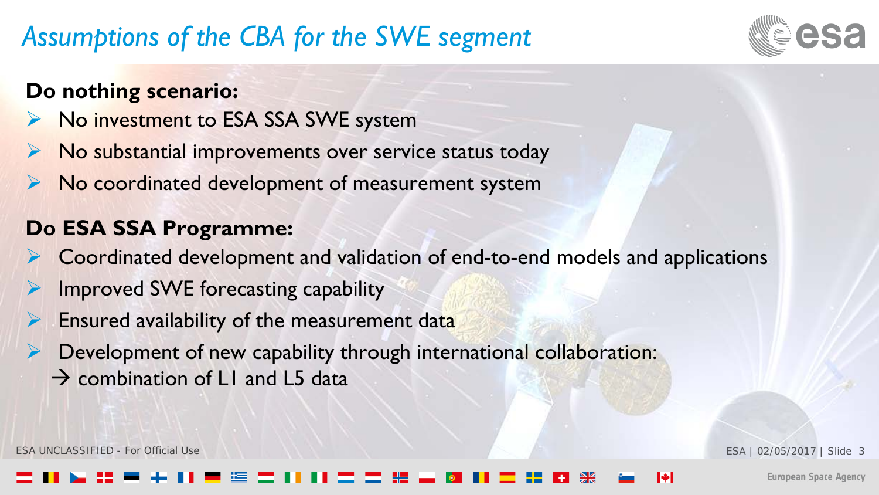# Assumptions of the CBA for the SWE segment

**Do nothing scenario:**

- No investment to ESA SSA SWE system
- No substantial improvements over service status today
- No coordinated development of measurement system

**Do ESA SSA Programme:**

- Coordinated development and validation of end-to-end models and applications
- Improved SWE forecasting capability
- Ensured availability of the measurement data
- Development of new capability through international collaboration:
  → combination of L1 and L5 data

ESA UNCLASSIFIED - For Official Use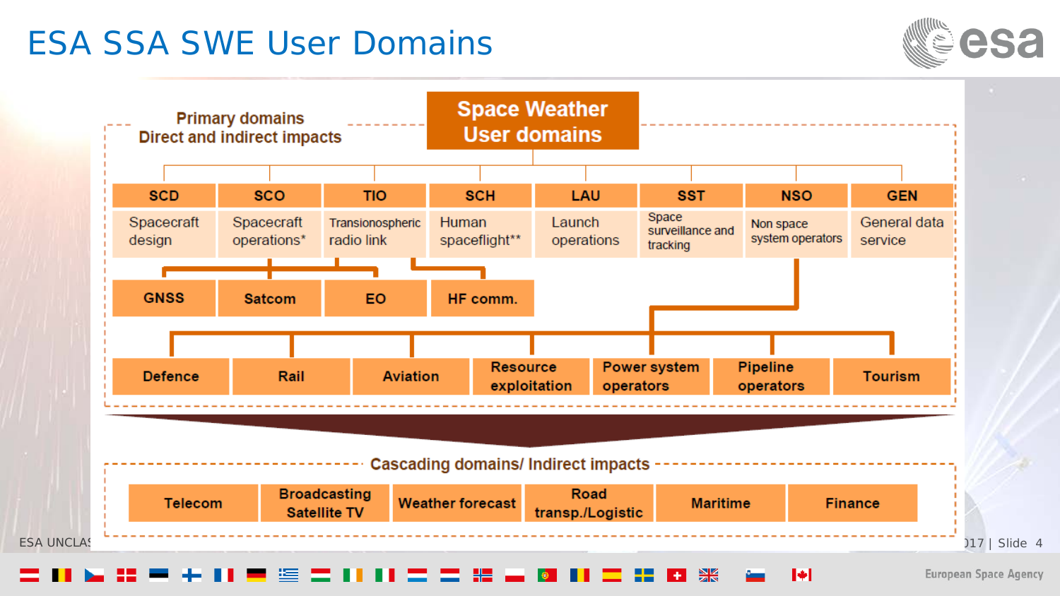# ESA SSA SWE User Domains

## Space Weather User domains

**Primary domains — Direct and indirect impacts**

| SCD | SCO | TIO | SCH | LAU | SST | NSO | GEN |
|---|---|---|---|---|---|---|---|
| Spacecraft design | Spacecraft operations* | Transionospheric radio link | Human spaceflight** | Lauch operations | Space surveillance and tracking | Non space system operators | General data service |

- GNSS
- Satcom
- EO
- HF comm.

- Defence
- Rail
- Aviation
- Resource exploitation
- Power system operators
- Pipeline operators
- Tourism

**Cascading domains/ Indirect impacts**

- Telecom
- Broadcasting Satellite TV
- Weather forecast
- Road transp./Logistic
- Maritime
- Finance

ESA UNCLASSIFIED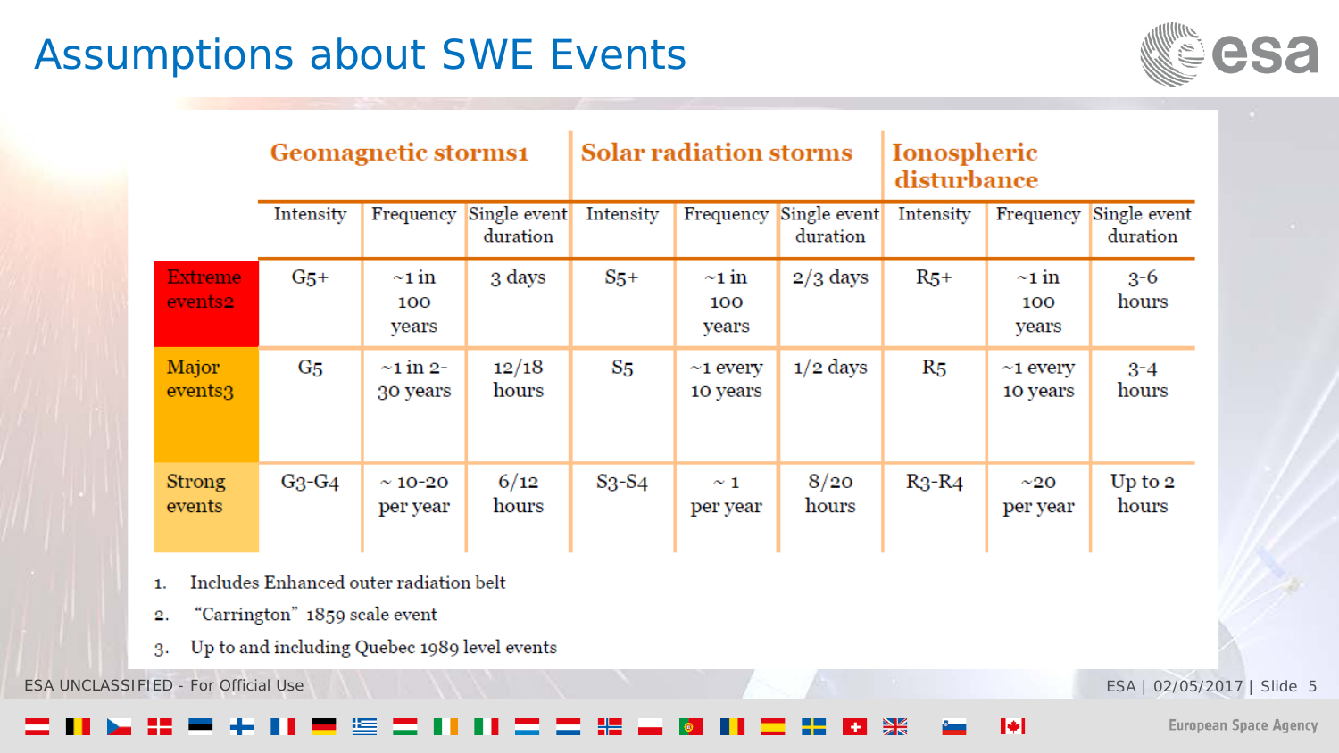# Assumptions about SWE Events

| | Geomagnetic storms[1] | | | Solar radiation storms | | | Ionospheric disturbance | | |
|---|---|---|---|---|---|---|---|---|---|
| | Intensity | Frequency | Single event duration | Intensity | Frequency | Single event duration | Intensity | Frequency | Single event duration |
| Extreme events[2] | G5+ | ~1 in 100 years | 3 days | S5+ | ~1 in 100 years | 2/3 days | R5+ | ~1 in 100 years | 3-6 hours |
| Major events[3] | G5 | ~1 in 2-30 years | 12/18 hours | S5 | ~1 every 10 years | 1/2 days | R5 | ~1 every 10 years | 3-4 hours |
| Strong events | G3-G4 | ~ 10-20 per year | 6/12 hours | S3-S4 | ~ 1 per year | 8/20 hours | R3-R4 | ~20 per year | Up to 2 hours |

1. Includes Enhanced outer radiation belt
2. "Carrington" 1859 scale event
3. Up to and including Quebec 1989 level events

ESA UNCLASSIFIED - For Official Use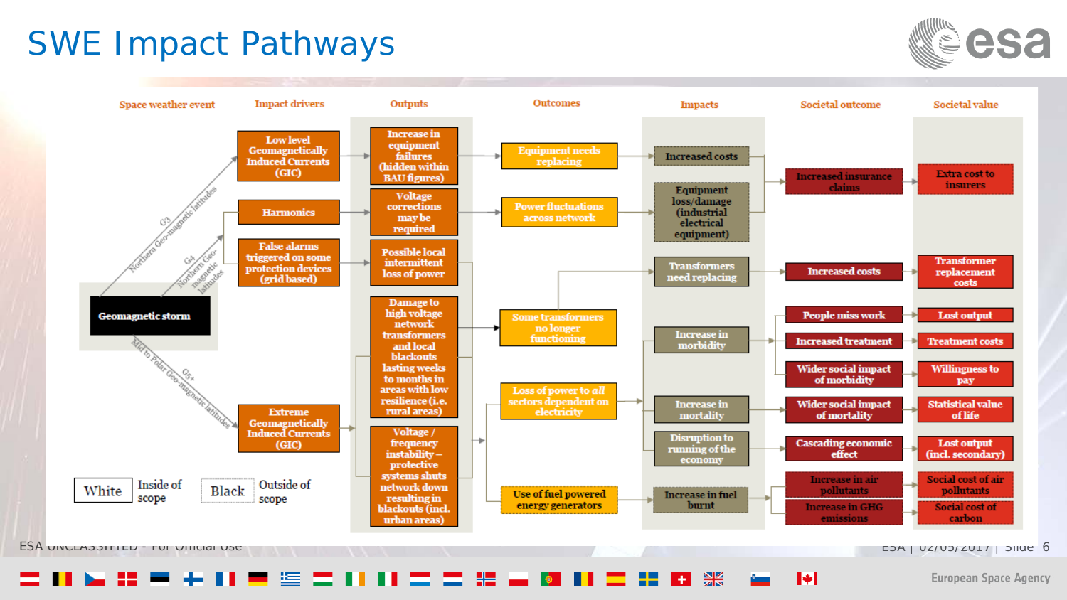# SWE Impact Pathways

| Space weather event | Impact drivers | Outputs | Outcomes | Impacts | Societal outcome | Societal value |
|---|---|---|---|---|---|---|
| Geomagnetic storm (G3 Northern Geo-magnetic latitudes) | Low level Geomagnetically Induced Currents (GIC) | Increase in equipment failures (hidden within BAU figures) | Equipment needs replacing | Increased costs | Increased insurance claims | Extra cost to insurers |
| | Harmonics | Voltage corrections may be required | Power fluctuations across network | Equipment loss/damage (industrial electrical equipment) | | |
| (G4 Northern Geo-magnetic latitudes) | False alarms triggered on some protection devices (grid based) | Possible local intermittent loss of power | | | | |
| (G5+ Mid to Polar Geo-magnetic latitudes) | Extreme Geomagnetically Induced Currents (GIC) | Damage to high voltage network transformers and local blackouts lasting weeks to months in areas with low resilience (i.e. rural areas) | Some transformers no longer functioning | Transformers need replacing | Increased costs | Transformer replacement costs |
| | | | | Increase in morbidity | People miss work | Lost output |
| | | | | | Increased treatment | Treatment costs |
| | | | | | Wider social impact of morbidity | Willingness to pay |
| | | Voltage / frequency instability – protective systems shuts network down resulting in blackouts (incl. urban areas) | Loss of power to *all* sectors dependent on electricity | Increase in mortality | Wider social impact of mortality | Statistical value of life |
| | | | | Disruption to running of the economy | Cascading economic effect | Lost output (incl. secondary) |
| | | | Use of fuel powered energy generators | Increase in fuel burnt | Increase in air pollutants | Social cost of air pollutants |
| | | | | | Increase in GHG emissions | Social cost of carbon |

White: Inside of scope
Black: Outside of scope

ESA UNCLASSIFIED - For Official Use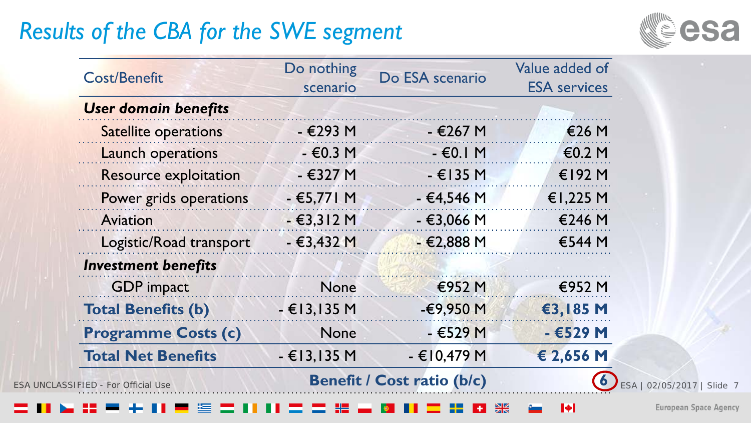# Results of the CBA for the SWE segment

| Cost/Benefit | Do nothing scenario | Do ESA scenario | Value added of ESA services |
|---|---|---|---|
| ***User domain benefits*** | | | |
| Satellite operations | - €293 M | - €267 M | €26 M |
| Launch operations | - €0.3 M | - €0.1 M | €0.2 M |
| Resource exploitation | - €327 M | - €135 M | €192 M |
| Power grids operations | - €5,771 M | - €4,546 M | €1,225 M |
| Aviation | - €3,312 M | - €3,066 M | €246 M |
| Logistic/Road transport | - €3,432 M | - €2,888 M | €544 M |
| ***Investment benefits*** | | | |
| GDP impact | None | €952 M | €952 M |
| **Total Benefits (b)** | - €13,135 M | -€9,950 M | **€3,185 M** |
| **Programme Costs (c)** | None | - €529 M | **- €529 M** |
| **Total Net Benefits** | - €13,135 M | - €10,479 M | **€ 2,656 M** |
| | | **Benefit / Cost ratio (b/c)** | **6** |

ESA UNCLASSIFIED - For Official Use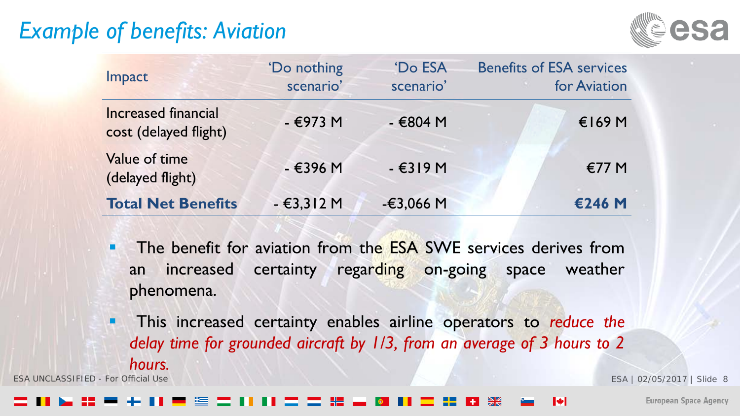# Example of benefits: Aviation

| Impact | 'Do nothing scenario' | 'Do ESA scenario' | Benefits of ESA services for Aviation |
|---|---|---|---|
| Increased financial cost (delayed flight) | - €973 M | - €804 M | €169 M |
| Value of time (delayed flight) | - €396 M | - €319 M | €77 M |
| **Total Net Benefits** | - €3,312 M | -€3,066 M | **€246 M** |

- The benefit for aviation from the ESA SWE services derives from an increased certainty regarding on-going space weather phenomena.
- This increased certainty enables airline operators to *reduce the delay time for grounded aircraft by 1/3, from an average of 3 hours to 2 hours.*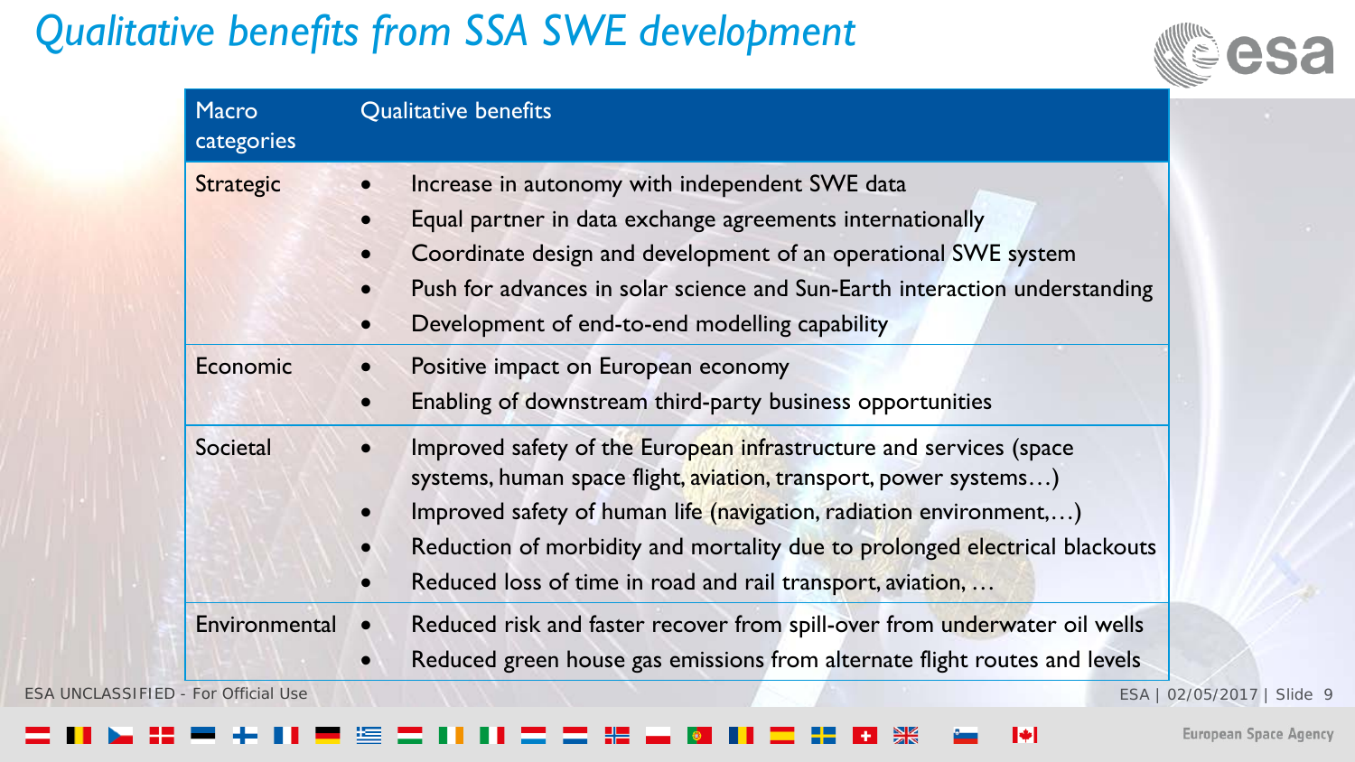# Qualitative benefits from SSA SWE development

| Macro categories | Qualitative benefits |
|---|---|
| Strategic | • Increase in autonomy with independent SWE data<br>• Equal partner in data exchange agreements internationally<br>• Coordinate design and development of an operational SWE system<br>• Push for advances in solar science and Sun-Earth interaction understanding<br>• Development of end-to-end modelling capability |
| Economic | • Positive impact on European economy<br>• Enabling of downstream third-party business opportunities |
| Societal | • Improved safety of the European infrastructure and services (space systems, human space flight, aviation, transport, power systems…)<br>• Improved safety of human life (navigation, radiation environment,…)<br>• Reduction of morbidity and mortality due to prolonged electrical blackouts<br>• Reduced loss of time in road and rail transport, aviation, … |
| Environmental | • Reduced risk and faster recover from spill-over from underwater oil wells<br>• Reduced green house gas emissions from alternate flight routes and levels |

ESA UNCLASSIFIED - For Official Use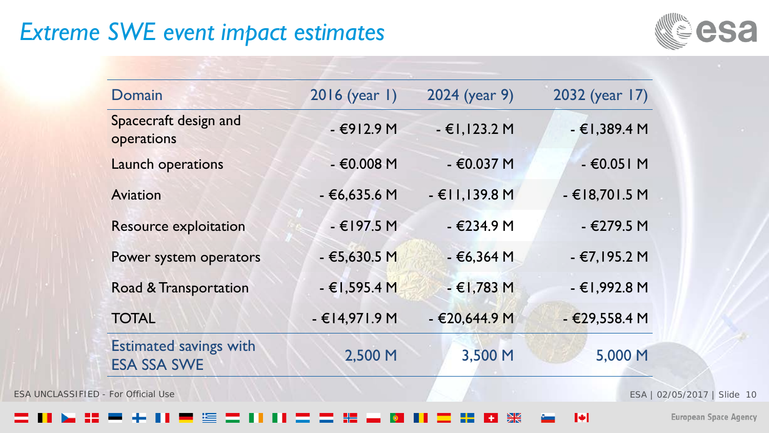# Extreme SWE event impact estimates

| Domain | 2016 (year 1) | 2024 (year 9) | 2032 (year 17) |
|---|---|---|---|
| Spacecraft design and operations | - €912.9 M | - €1,123.2 M | - €1,389.4 M |
| Launch operations | - €0.008 M | - €0.037 M | - €0.051 M |
| Aviation | - €6,635.6 M | - €11,139.8 M | - €18,701.5 M |
| Resource exploitation | - €197.5 M | - €234.9 M | - €279.5 M |
| Power system operators | - €5,630.5 M | - €6,364 M | - €7,195.2 M |
| Road & Transportation | - €1,595.4 M | - €1,783 M | - €1,992.8 M |
| TOTAL | - €14,971.9 M | - €20,644.9 M | - €29,558.4 M |
| Estimated savings with ESA SSA SWE | 2,500 M | 3,500 M | 5,000 M |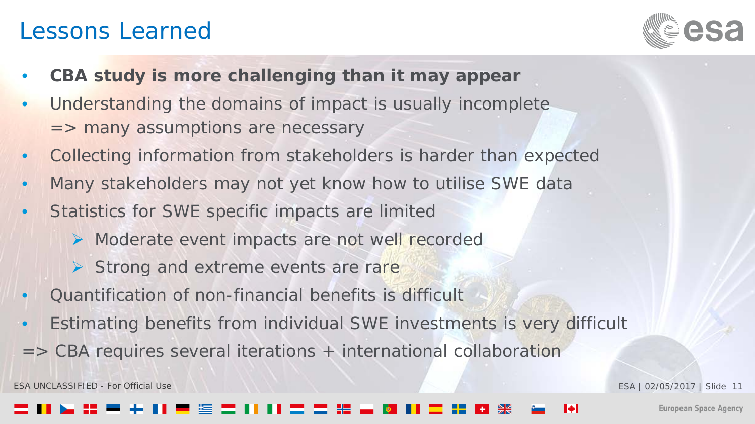# Lessons Learned

- **CBA study is more challenging than it may appear**
- Understanding the domains of impact is usually incomplete  
  => many assumptions are necessary
- Collecting information from stakeholders is harder than expected
- Many stakeholders may not yet know how to utilise SWE data
- Statistics for SWE specific impacts are limited
  - Moderate event impacts are not well recorded
  - Strong and extreme events are rare
- Quantification of non-financial benefits is difficult
- Estimating benefits from individual SWE investments is very difficult

=> CBA requires several iterations + international collaboration

ESA UNCLASSIFIED - For Official Use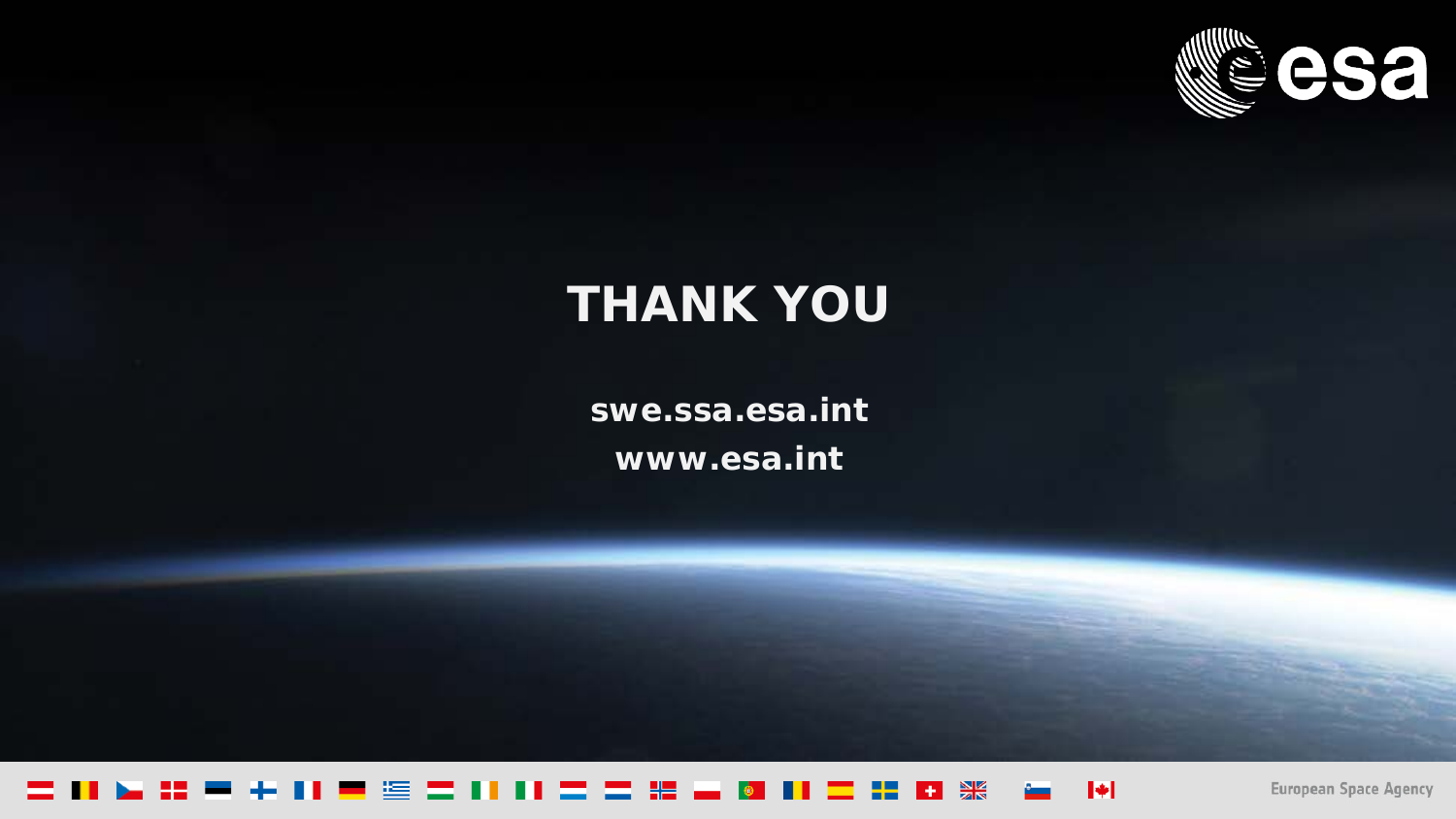# THANK YOU

**swe.ssa.esa.int**

**www.esa.int**